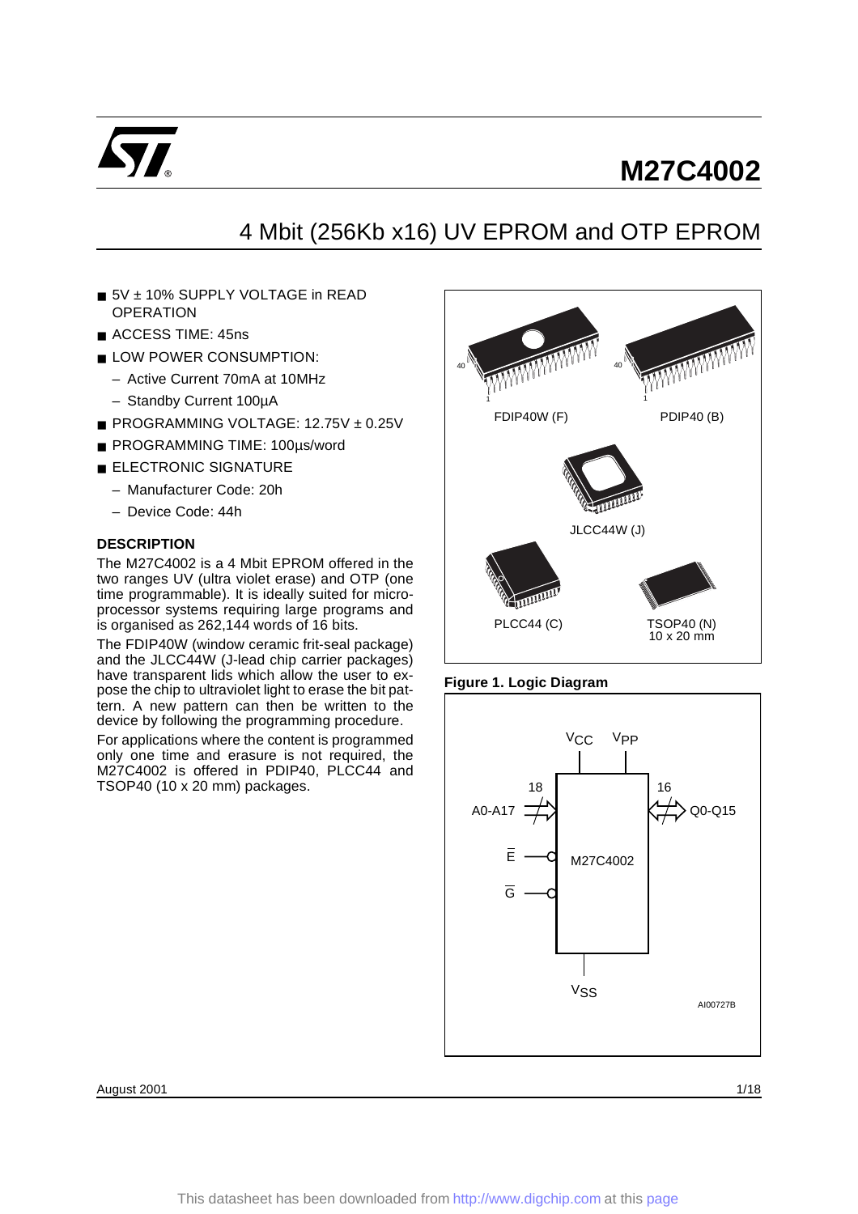# M27C4002

## 4 Mbit (256Kb x16) UV EPROM and OTP EPROM

- 5V ± 10% SUPPLY VOLTAGE in READ OPERATION
- ACCESS TIME: 45ns
- LOW POWER CONSUMPTION:
  - Active Current 70mA at 10MHz
  - Standby Current 100µA
- PROGRAMMING VOLTAGE: 12.75V ± 0.25V
- PROGRAMMING TIME: 100µs/word
- ELECTRONIC SIGNATURE
  - Manufacturer Code: 20h
  - Device Code: 44h

FDIP40W (F) PDIP40 (B) JLCC44W (J) PLCC44 (C) TSOP40 (N) 10 x 20 mm

### DESCRIPTION

The M27C4002 is a 4 Mbit EPROM offered in the two ranges UV (ultra violet erase) and OTP (one time programmable). It is ideally suited for microprocessor systems requiring large programs and is organised as 262,144 words of 16 bits.

The FDIP40W (window ceramic frit-seal package) and the JLCC44W (J-lead chip carrier packages) have transparent lids which allow the user to expose the chip to ultraviolet light to erase the bit pattern. A new pattern can then be written to the device by following the programming procedure.

For applications where the content is programmed only one time and erasure is not required, the M27C4002 is offered in PDIP40, PLCC44 and TSOP40 (10 x 20 mm) packages.

**Figure 1. Logic Diagram**

AI00727B

August 2001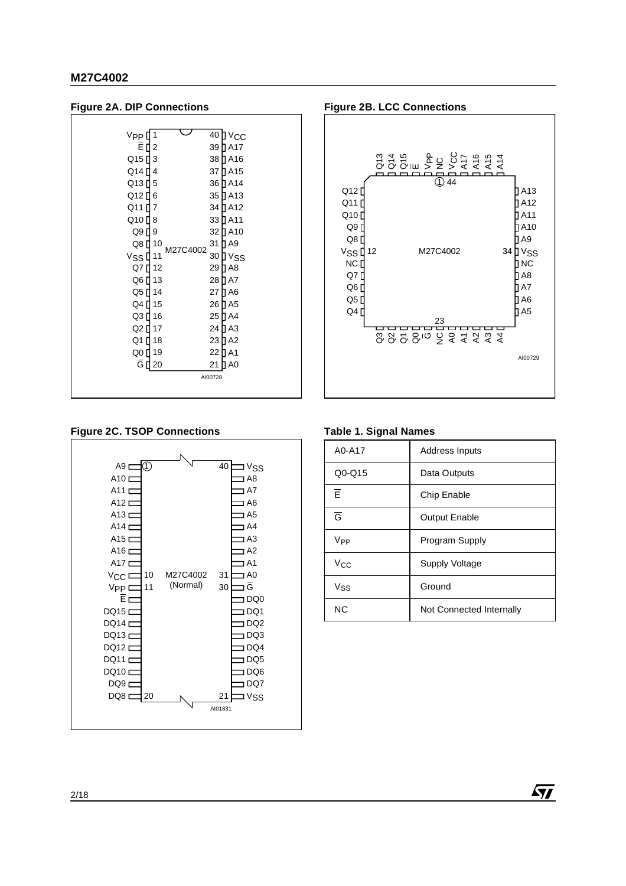**Figure 2A. DIP Connections**

**Figure 2B. LCC Connections**

**Figure 2C. TSOP Connections**

**Table 1. Signal Names**

| | |
|---|---|
| A0-A17 | Address Inputs |
| Q0-Q15 | Data Outputs |
| $\overline{E}$ | Chip Enable |
| $\overline{G}$ | Output Enable |
| $V_{PP}$ | Program Supply |
| $V_{CC}$ | Supply Voltage |
| $V_{SS}$ | Ground |
| NC | Not Connected Internally |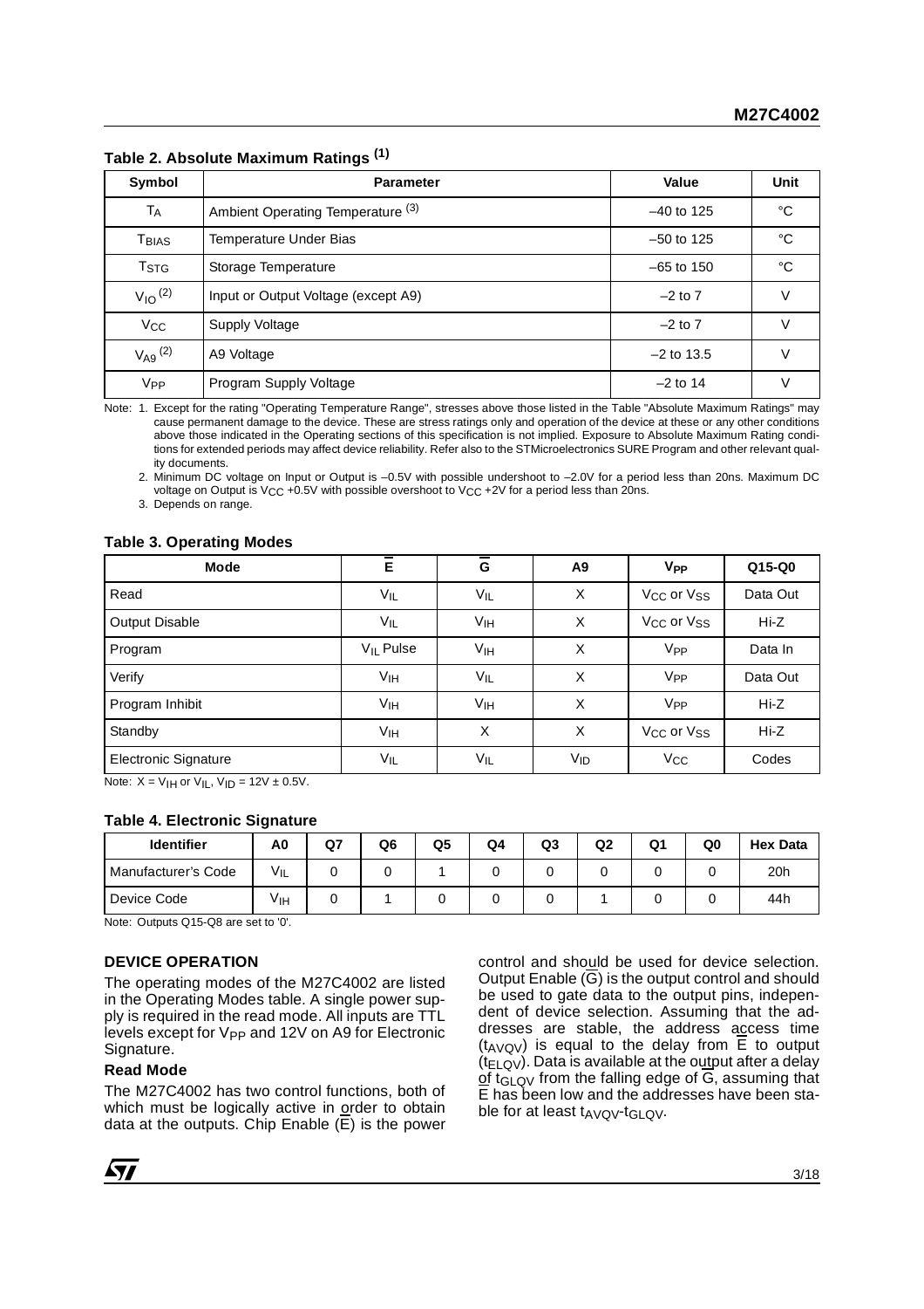**Table 2. Absolute Maximum Ratings (1)**

| Symbol | Parameter | Value | Unit |
|---|---|---|---|
| $T_A$ | Ambient Operating Temperature (3) | –40 to 125 | °C |
| $T_{BIAS}$ | Temperature Under Bias | –50 to 125 | °C |
| $T_{STG}$ | Storage Temperature | –65 to 150 | °C |
| $V_{IO}$ (2) | Input or Output Voltage (except A9) | –2 to 7 | V |
| $V_{CC}$ | Supply Voltage | –2 to 7 | V |
| $V_{A9}$ (2) | A9 Voltage | –2 to 13.5 | V |
| $V_{PP}$ | Program Supply Voltage | –2 to 14 | V |

Note: 1. Except for the rating "Operating Temperature Range", stresses above those listed in the Table "Absolute Maximum Ratings" may cause permanent damage to the device. These are stress ratings only and operation of the device at these or any other conditions above those indicated in the Operating sections of this specification is not implied. Exposure to Absolute Maximum Rating conditions for extended periods may affect device reliability. Refer also to the STMicroelectronics SURE Program and other relevant quality documents.

2. Minimum DC voltage on Input or Output is –0.5V with possible undershoot to –2.0V for a period less than 20ns. Maximum DC voltage on Output is $V_{CC}$ +0.5V with possible overshoot to $V_{CC}$ +2V for a period less than 20ns.

3. Depends on range.

**Table 3. Operating Modes**

| Mode | $\overline{E}$ | $\overline{G}$ | A9 | $V_{PP}$ | Q15-Q0 |
|---|---|---|---|---|---|
| Read | $V_{IL}$ | $V_{IL}$ | X | $V_{CC}$ or $V_{SS}$ | Data Out |
| Output Disable | $V_{IL}$ | $V_{IH}$ | X | $V_{CC}$ or $V_{SS}$ | Hi-Z |
| Program | $V_{IL}$ Pulse | $V_{IH}$ | X | $V_{PP}$ | Data In |
| Verify | $V_{IH}$ | $V_{IL}$ | X | $V_{PP}$ | Data Out |
| Program Inhibit | $V_{IH}$ | $V_{IH}$ | X | $V_{PP}$ | Hi-Z |
| Standby | $V_{IH}$ | X | X | $V_{CC}$ or $V_{SS}$ | Hi-Z |
| Electronic Signature | $V_{IL}$ | $V_{IL}$ | $V_{ID}$ | $V_{CC}$ | Codes |

Note: X = $V_{IH}$ or $V_{IL}$, $V_{ID}$ = 12V ± 0.5V.

**Table 4. Electronic Signature**

| Identifier | A0 | Q7 | Q6 | Q5 | Q4 | Q3 | Q2 | Q1 | Q0 | Hex Data |
|---|---|---|---|---|---|---|---|---|---|---|
| Manufacturer's Code | $V_{IL}$ | 0 | 0 | 1 | 0 | 0 | 0 | 0 | 0 | 20h |
| Device Code | $V_{IH}$ | 0 | 1 | 0 | 0 | 0 | 1 | 0 | 0 | 44h |

Note: Outputs Q15-Q8 are set to '0'.

### DEVICE OPERATION

The operating modes of the M27C4002 are listed in the Operating Modes table. A single power supply is required in the read mode. All inputs are TTL levels except for $V_{PP}$ and 12V on A9 for Electronic Signature.

#### Read Mode

The M27C4002 has two control functions, both of which must be logically active in order to obtain data at the outputs. Chip Enable ($\overline{E}$) is the power control and should be used for device selection. Output Enable ($\overline{G}$) is the output control and should be used to gate data to the output pins, independent of device selection. Assuming that the addresses are stable, the address access time ($t_{AVQV}$) is equal to the delay from $\overline{E}$ to output ($t_{ELQV}$). Data is available at the output after a delay of $t_{GLQV}$ from the falling edge of $\overline{G}$, assuming that $\overline{E}$ has been low and the addresses have been stable for at least $t_{AVQV}$-$t_{GLQV}$.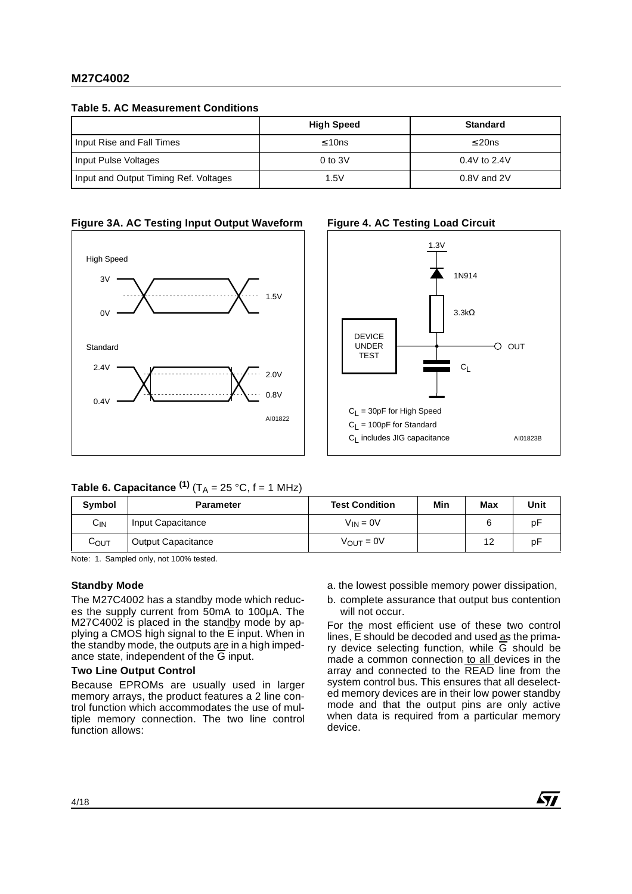**Table 5. AC Measurement Conditions**

| | High Speed | Standard |
|---|---|---|
| Input Rise and Fall Times | ≤ 10ns | ≤ 20ns |
| Input Pulse Voltages | 0 to 3V | 0.4V to 2.4V |
| Input and Output Timing Ref. Voltages | 1.5V | 0.8V and 2V |

**Figure 3A. AC Testing Input Output Waveform**

**Figure 4. AC Testing Load Circuit**

$C_L$ = 30pF for High Speed

$C_L$ = 100pF for Standard

$C_L$ includes JIG capacitance

**Table 6. Capacitance (1)** ($T_A$ = 25 °C, f = 1 MHz)

| Symbol | Parameter | Test Condition | Min | Max | Unit |
|---|---|---|---|---|---|
| $C_{IN}$ | Input Capacitance | $V_{IN}$ = 0V | | 6 | pF |
| $C_{OUT}$ | Output Capacitance | $V_{OUT}$ = 0V | | 12 | pF |

Note: 1. Sampled only, not 100% tested.

**Standby Mode**

The M27C4002 has a standby mode which reduces the supply current from 50mA to 100µA. The M27C4002 is placed in the standby mode by applying a CMOS high signal to the $\overline{E}$ input. When in the standby mode, the outputs are in a high impedance state, independent of the $\overline{G}$ input.

**Two Line Output Control**

Because EPROMs are usually used in larger memory arrays, the product features a 2 line control function which accommodates the use of multiple memory connection. The two line control function allows:

a. the lowest possible memory power dissipation,

b. complete assurance that output bus contention will not occur.

For the most efficient use of these two control lines, $\overline{E}$ should be decoded and used as the primary device selecting function, while $\overline{G}$ should be made a common connection to all devices in the array and connected to the $\overline{READ}$ line from the system control bus. This ensures that all deselected memory devices are in their low power standby mode and that the output pins are only active when data is required from a particular memory device.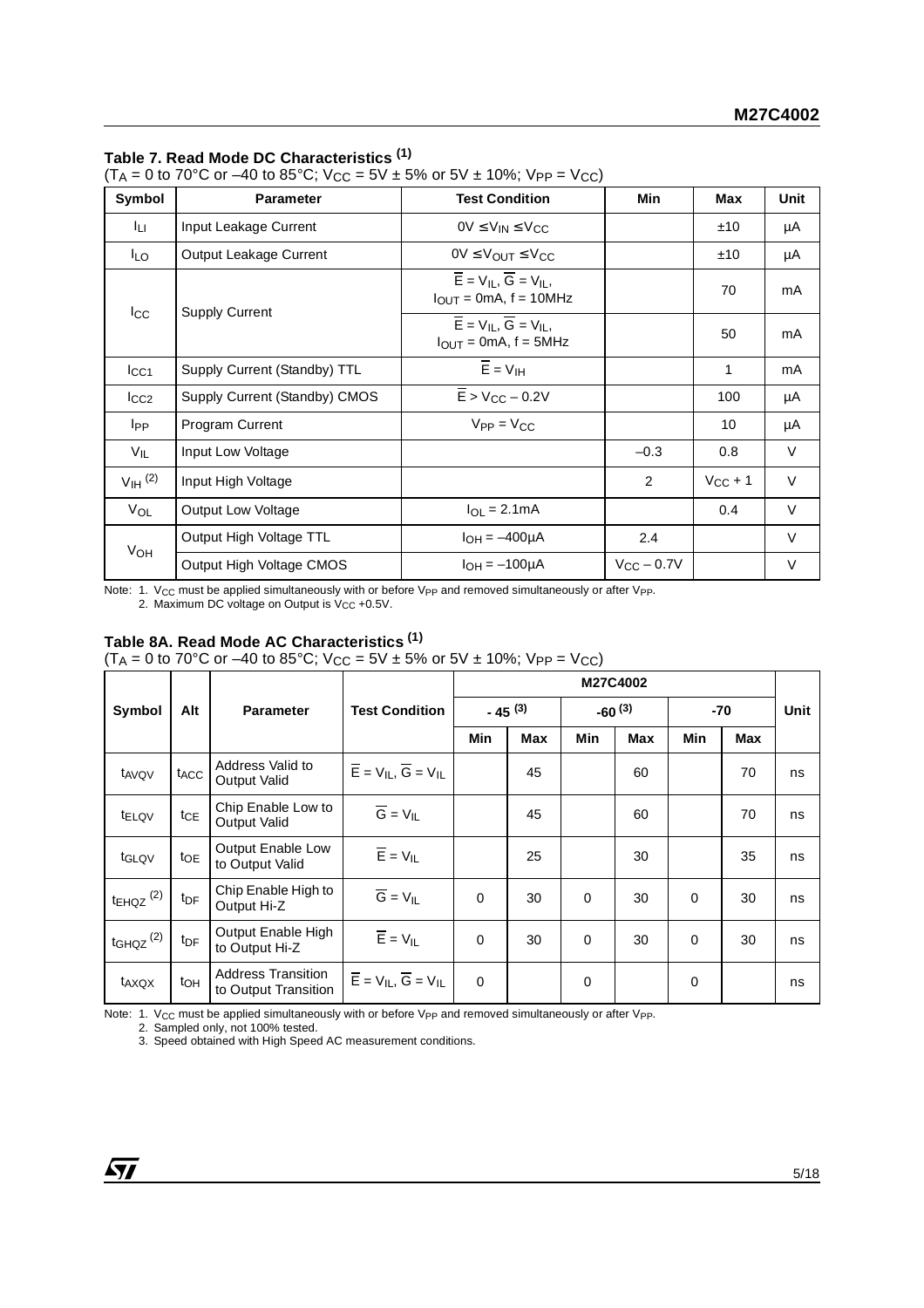### Table 7. Read Mode DC Characteristics [1]

($T_A$ = 0 to 70°C or –40 to 85°C; $V_{CC}$ = 5V ± 5% or 5V ± 10%; $V_{PP}$ = $V_{CC}$)

| Symbol | Parameter | Test Condition | Min | Max | Unit |
|---|---|---|---|---|---|
| $I_{LI}$ | Input Leakage Current | 0V ≤ $V_{IN}$ ≤ $V_{CC}$ | | ±10 | µA |
| $I_{LO}$ | Output Leakage Current | 0V ≤ $V_{OUT}$ ≤ $V_{CC}$ | | ±10 | µA |
| $I_{CC}$ | Supply Current | $\overline{E}$ = $V_{IL}$, $\overline{G}$ = $V_{IL}$, $I_{OUT}$ = 0mA, f = 10MHz | | 70 | mA |
| | | $\overline{E}$ = $V_{IL}$, $\overline{G}$ = $V_{IL}$, $I_{OUT}$ = 0mA, f = 5MHz | | 50 | mA |
| $I_{CC1}$ | Supply Current (Standby) TTL | $\overline{E}$ = $V_{IH}$ | | 1 | mA |
| $I_{CC2}$ | Supply Current (Standby) CMOS | $\overline{E}$ > $V_{CC}$ – 0.2V | | 100 | µA |
| $I_{PP}$ | Program Current | $V_{PP}$ = $V_{CC}$ | | 10 | µA |
| $V_{IL}$ | Input Low Voltage | | –0.3 | 0.8 | V |
| $V_{IH}$ [2] | Input High Voltage | | 2 | $V_{CC}$ + 1 | V |
| $V_{OL}$ | Output Low Voltage | $I_{OL}$ = 2.1mA | | 0.4 | V |
| $V_{OH}$ | Output High Voltage TTL | $I_{OH}$ = –400µA | 2.4 | | V |
| | Output High Voltage CMOS | $I_{OH}$ = –100µA | $V_{CC}$ – 0.7V | | V |

Note: 1. $V_{CC}$ must be applied simultaneously with or before $V_{PP}$ and removed simultaneously or after $V_{PP}$.
2. Maximum DC voltage on Output is $V_{CC}$ +0.5V.

### Table 8A. Read Mode AC Characteristics [1]

($T_A$ = 0 to 70°C or –40 to 85°C; $V_{CC}$ = 5V ± 5% or 5V ± 10%; $V_{PP}$ = $V_{CC}$)

| Symbol | Alt | Parameter | Test Condition | M27C4002 | | | | | | Unit |
|---|---|---|---|---|---|---|---|---|---|---|
| | | | | -45 [3] | | -60 [3] | | -70 | | |
| | | | | Min | Max | Min | Max | Min | Max | |
| $t_{AVQV}$ | $t_{ACC}$ | Address Valid to Output Valid | $\overline{E}$ = $V_{IL}$, $\overline{G}$ = $V_{IL}$ | | 45 | | 60 | | 70 | ns |
| $t_{ELQV}$ | $t_{CE}$ | Chip Enable Low to Output Valid | $\overline{G}$ = $V_{IL}$ | | 45 | | 60 | | 70 | ns |
| $t_{GLQV}$ | $t_{OE}$ | Output Enable Low to Output Valid | $\overline{E}$ = $V_{IL}$ | | 25 | | 30 | | 35 | ns |
| $t_{EHQZ}$ [2] | $t_{DF}$ | Chip Enable High to Output Hi-Z | $\overline{G}$ = $V_{IL}$ | 0 | 30 | 0 | 30 | 0 | 30 | ns |
| $t_{GHQZ}$ [2] | $t_{DF}$ | Output Enable High to Output Hi-Z | $\overline{E}$ = $V_{IL}$ | 0 | 30 | 0 | 30 | 0 | 30 | ns |
| $t_{AXQX}$ | $t_{OH}$ | Address Transition to Output Transition | $\overline{E}$ = $V_{IL}$, $\overline{G}$ = $V_{IL}$ | 0 | | 0 | | 0 | | ns |

Note: 1. $V_{CC}$ must be applied simultaneously with or before $V_{PP}$ and removed simultaneously or after $V_{PP}$.
2. Sampled only, not 100% tested.
3. Speed obtained with High Speed AC measurement conditions.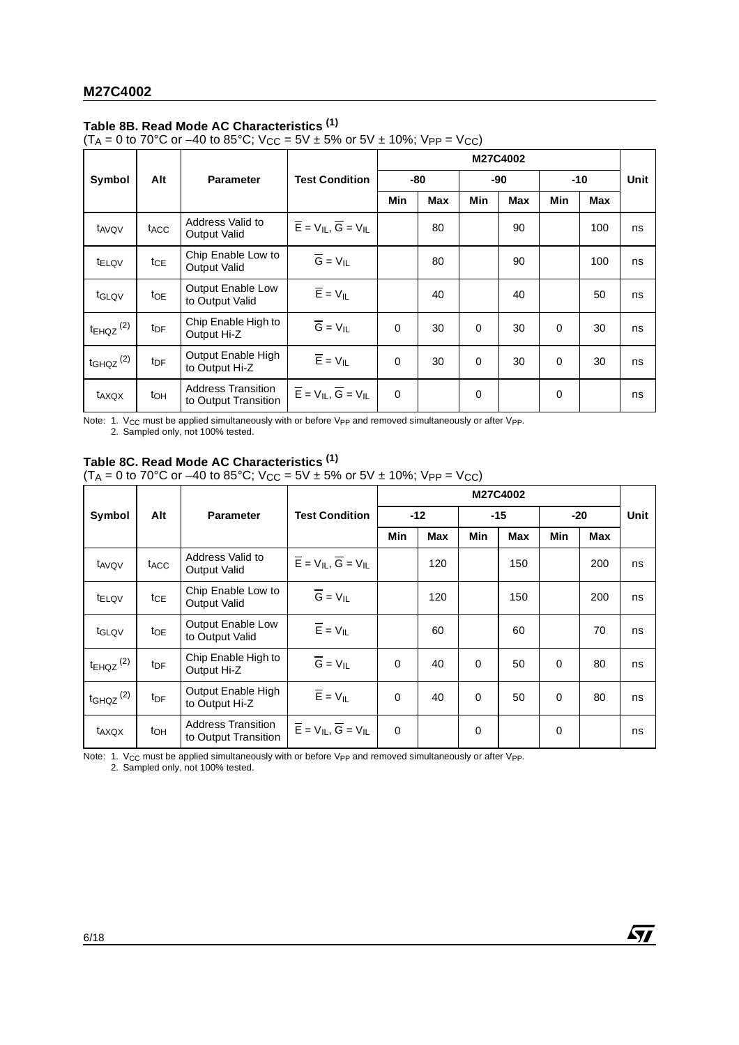### Table 8B. Read Mode AC Characteristics (1)

($T_A$ = 0 to 70°C or –40 to 85°C; $V_{CC}$ = 5V ± 5% or 5V ± 10%; $V_{PP}$ = $V_{CC}$)

| Symbol | Alt | Parameter | Test Condition | M27C4002 | | | | | | Unit |
|---|---|---|---|---|---|---|---|---|---|---|
| | | | | -80 | | -90 | | -10 | | |
| | | | | Min | Max | Min | Max | Min | Max | |
| $t_{AVQV}$ | $t_{ACC}$ | Address Valid to Output Valid | $\overline{E} = V_{IL}$, $\overline{G} = V_{IL}$ | | 80 | | 90 | | 100 | ns |
| $t_{ELQV}$ | $t_{CE}$ | Chip Enable Low to Output Valid | $\overline{G} = V_{IL}$ | | 80 | | 90 | | 100 | ns |
| $t_{GLQV}$ | $t_{OE}$ | Output Enable Low to Output Valid | $\overline{E} = V_{IL}$ | | 40 | | 40 | | 50 | ns |
| $t_{EHQZ}$ (2) | $t_{DF}$ | Chip Enable High to Output Hi-Z | $\overline{G} = V_{IL}$ | 0 | 30 | 0 | 30 | 0 | 30 | ns |
| $t_{GHQZ}$ (2) | $t_{DF}$ | Output Enable High to Output Hi-Z | $\overline{E} = V_{IL}$ | 0 | 30 | 0 | 30 | 0 | 30 | ns |
| $t_{AXQX}$ | $t_{OH}$ | Address Transition to Output Transition | $\overline{E} = V_{IL}$, $\overline{G} = V_{IL}$ | 0 | | 0 | | 0 | | ns |

Note: 1. $V_{CC}$ must be applied simultaneously with or before $V_{PP}$ and removed simultaneously or after $V_{PP}$.
2. Sampled only, not 100% tested.

### Table 8C. Read Mode AC Characteristics (1)

($T_A$ = 0 to 70°C or –40 to 85°C; $V_{CC}$ = 5V ± 5% or 5V ± 10%; $V_{PP}$ = $V_{CC}$)

| Symbol | Alt | Parameter | Test Condition | M27C4002 | | | | | | Unit |
|---|---|---|---|---|---|---|---|---|---|---|
| | | | | -12 | | -15 | | -20 | | |
| | | | | Min | Max | Min | Max | Min | Max | |
| $t_{AVQV}$ | $t_{ACC}$ | Address Valid to Output Valid | $\overline{E} = V_{IL}$, $\overline{G} = V_{IL}$ | | 120 | | 150 | | 200 | ns |
| $t_{ELQV}$ | $t_{CE}$ | Chip Enable Low to Output Valid | $\overline{G} = V_{IL}$ | | 120 | | 150 | | 200 | ns |
| $t_{GLQV}$ | $t_{OE}$ | Output Enable Low to Output Valid | $\overline{E} = V_{IL}$ | | 60 | | 60 | | 70 | ns |
| $t_{EHQZ}$ (2) | $t_{DF}$ | Chip Enable High to Output Hi-Z | $\overline{G} = V_{IL}$ | 0 | 40 | 0 | 50 | 0 | 80 | ns |
| $t_{GHQZ}$ (2) | $t_{DF}$ | Output Enable High to Output Hi-Z | $\overline{E} = V_{IL}$ | 0 | 40 | 0 | 50 | 0 | 80 | ns |
| $t_{AXQX}$ | $t_{OH}$ | Address Transition to Output Transition | $\overline{E} = V_{IL}$, $\overline{G} = V_{IL}$ | 0 | | 0 | | 0 | | ns |

Note: 1. $V_{CC}$ must be applied simultaneously with or before $V_{PP}$ and removed simultaneously or after $V_{PP}$.
2. Sampled only, not 100% tested.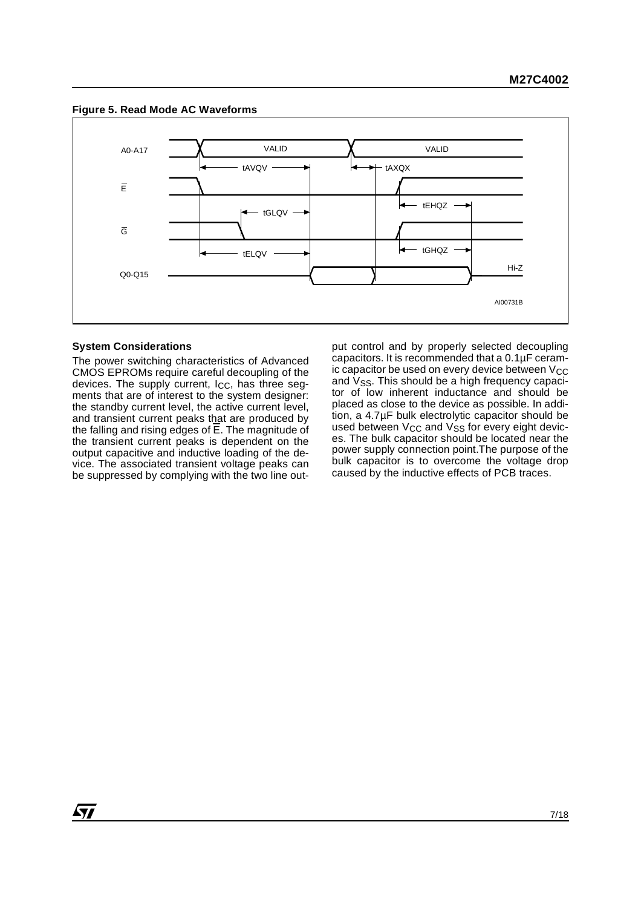**Figure 5. Read Mode AC Waveforms**

### System Considerations

The power switching characteristics of Advanced CMOS EPROMs require careful decoupling of the devices. The supply current, $I_{CC}$, has three segments that are of interest to the system designer: the standby current level, the active current level, and transient current peaks that are produced by the falling and rising edges of $\overline{E}$. The magnitude of the transient current peaks is dependent on the output capacitive and inductive loading of the device. The associated transient voltage peaks can be suppressed by complying with the two line output control and by properly selected decoupling capacitors. It is recommended that a 0.1µF ceramic capacitor be used on every device between $V_{CC}$ and $V_{SS}$. This should be a high frequency capacitor of low inherent inductance and should be placed as close to the device as possible. In addition, a 4.7µF bulk electrolytic capacitor should be used between $V_{CC}$ and $V_{SS}$ for every eight devices. The bulk capacitor should be located near the power supply connection point.The purpose of the bulk capacitor is to overcome the voltage drop caused by the inductive effects of PCB traces.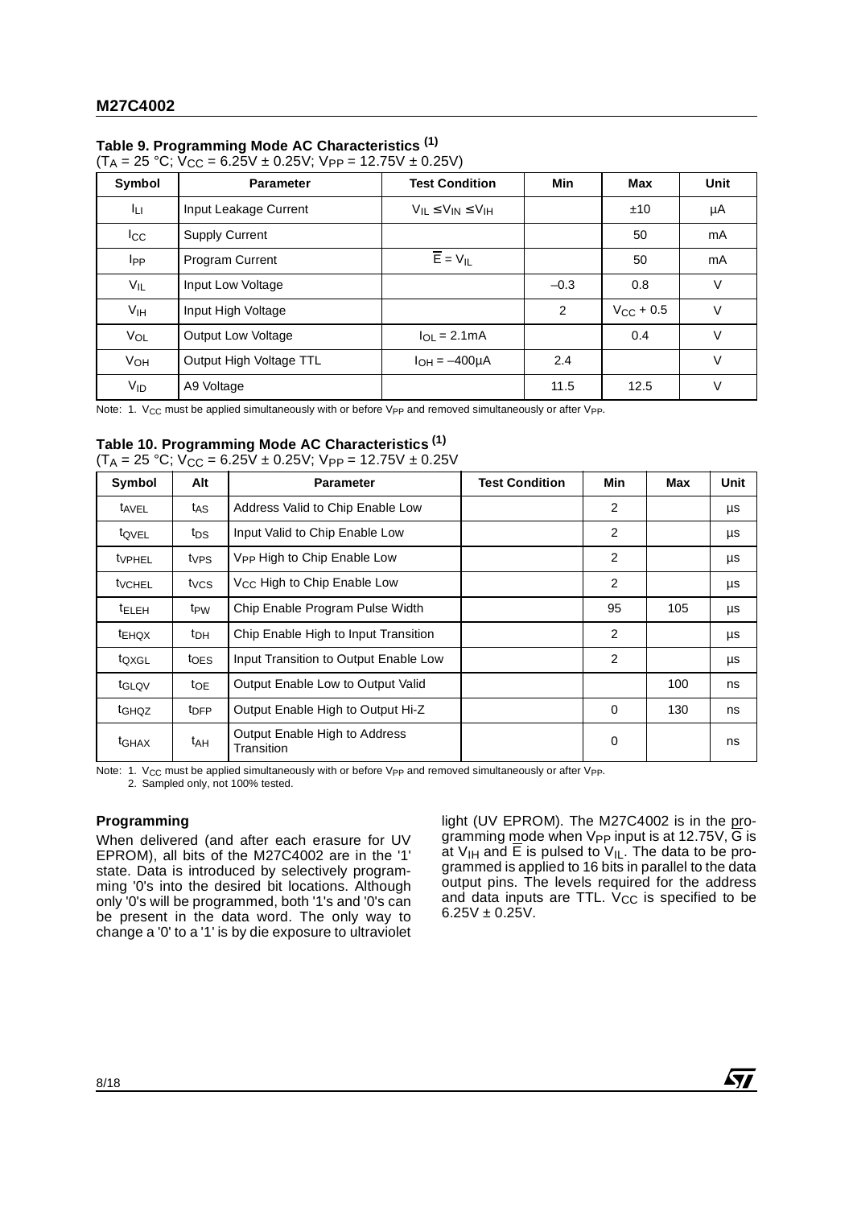### Table 9. Programming Mode AC Characteristics (1)

($T_A$ = 25 °C; $V_{CC}$ = 6.25V ± 0.25V; $V_{PP}$ = 12.75V ± 0.25V)

| Symbol | Parameter | Test Condition | Min | Max | Unit |
|---|---|---|---|---|---|
| $I_{LI}$ | Input Leakage Current | $V_{IL} \le V_{IN} \le V_{IH}$ | | ±10 | µA |
| $I_{CC}$ | Supply Current | | | 50 | mA |
| $I_{PP}$ | Program Current | $\overline{E} = V_{IL}$ | | 50 | mA |
| $V_{IL}$ | Input Low Voltage | | –0.3 | 0.8 | V |
| $V_{IH}$ | Input High Voltage | | 2 | $V_{CC}$ + 0.5 | V |
| $V_{OL}$ | Output Low Voltage | $I_{OL}$ = 2.1mA | | 0.4 | V |
| $V_{OH}$ | Output High Voltage TTL | $I_{OH}$ = –400µA | 2.4 | | V |
| $V_{ID}$ | A9 Voltage | | 11.5 | 12.5 | V |

Note: 1. $V_{CC}$ must be applied simultaneously with or before $V_{PP}$ and removed simultaneously or after $V_{PP}$.

### Table 10. Programming Mode AC Characteristics (1)

($T_A$ = 25 °C; $V_{CC}$ = 6.25V ± 0.25V; $V_{PP}$ = 12.75V ± 0.25V

| Symbol | Alt | Parameter | Test Condition | Min | Max | Unit |
|---|---|---|---|---|---|---|
| $t_{AVEL}$ | $t_{AS}$ | Address Valid to Chip Enable Low | | 2 | | µs |
| $t_{QVEL}$ | $t_{DS}$ | Input Valid to Chip Enable Low | | 2 | | µs |
| $t_{VPHEL}$ | $t_{VPS}$ | $V_{PP}$ High to Chip Enable Low | | 2 | | µs |
| $t_{VCHEL}$ | $t_{VCS}$ | $V_{CC}$ High to Chip Enable Low | | 2 | | µs |
| $t_{ELEH}$ | $t_{PW}$ | Chip Enable Program Pulse Width | | 95 | 105 | µs |
| $t_{EHQX}$ | $t_{DH}$ | Chip Enable High to Input Transition | | 2 | | µs |
| $t_{QXGL}$ | $t_{OES}$ | Input Transition to Output Enable Low | | 2 | | µs |
| $t_{GLQV}$ | $t_{OE}$ | Output Enable Low to Output Valid | | | 100 | ns |
| $t_{GHQZ}$ | $t_{DFP}$ | Output Enable High to Output Hi-Z | | 0 | 130 | ns |
| $t_{GHAX}$ | $t_{AH}$ | Output Enable High to Address Transition | | 0 | | ns |

Note: 1. $V_{CC}$ must be applied simultaneously with or before $V_{PP}$ and removed simultaneously or after $V_{PP}$.
2. Sampled only, not 100% tested.

#### Programming

When delivered (and after each erasure for UV EPROM), all bits of the M27C4002 are in the '1' state. Data is introduced by selectively programming '0's into the desired bit locations. Although only '0's will be programmed, both '1's and '0's can be present in the data word. The only way to change a '0' to a '1' is by die exposure to ultraviolet light (UV EPROM). The M27C4002 is in the programming mode when $V_{PP}$ input is at 12.75V, $\overline{G}$ is at $V_{IH}$ and $\overline{E}$ is pulsed to $V_{IL}$. The data to be programmed is applied to 16 bits in parallel to the data output pins. The levels required for the address and data inputs are TTL. $V_{CC}$ is specified to be 6.25V ± 0.25V.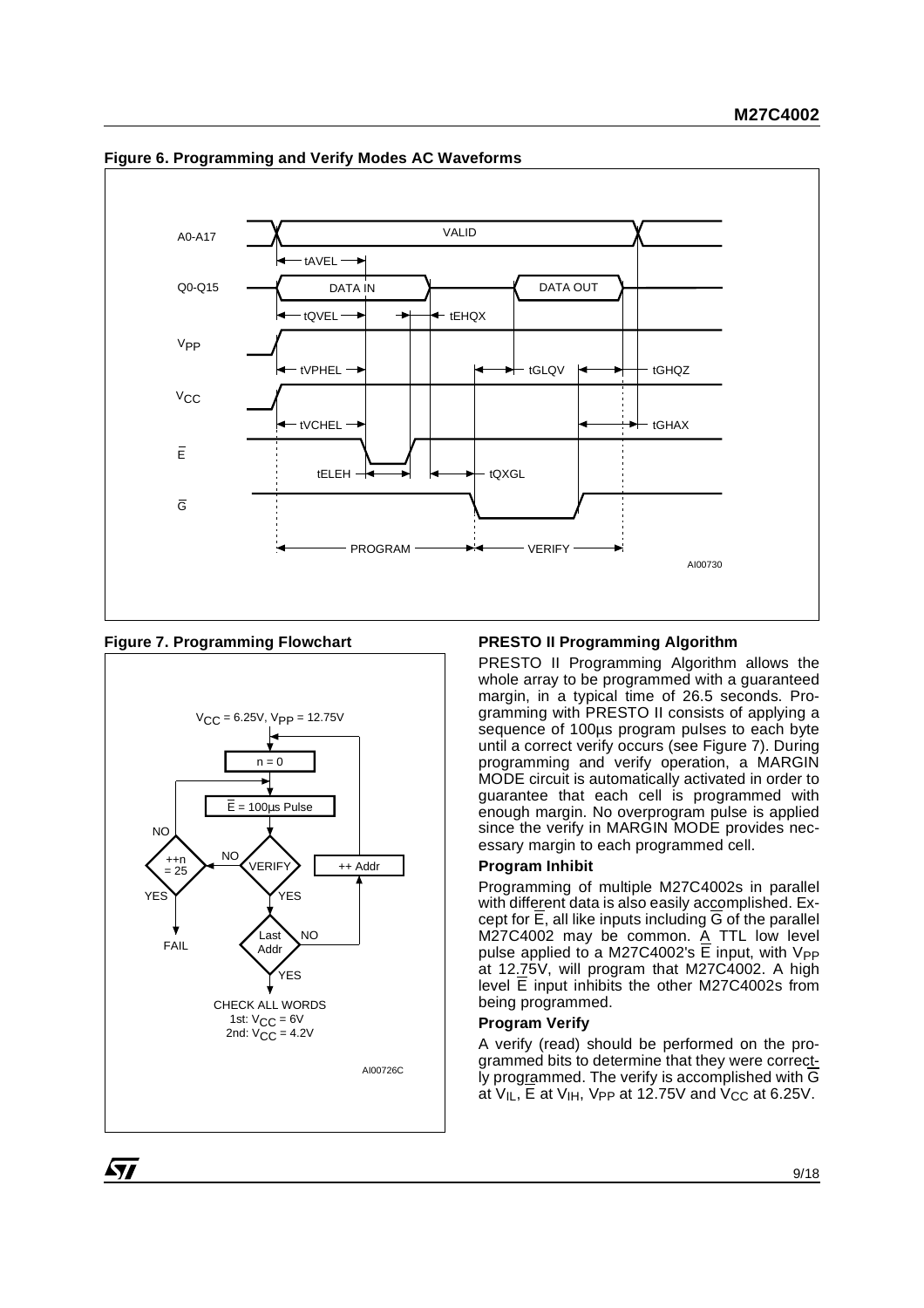**Figure 6. Programming and Verify Modes AC Waveforms**

**Figure 7. Programming Flowchart**

### PRESTO II Programming Algorithm

PRESTO II Programming Algorithm allows the whole array to be programmed with a guaranteed margin, in a typical time of 26.5 seconds. Programming with PRESTO II consists of applying a sequence of 100µs program pulses to each byte until a correct verify occurs (see Figure 7). During programming and verify operation, a MARGIN MODE circuit is automatically activated in order to guarantee that each cell is programmed with enough margin. No overprogram pulse is applied since the verify in MARGIN MODE provides necessary margin to each programmed cell.

### Program Inhibit

Programming of multiple M27C4002s in parallel with different data is also easily accomplished. Except for $\overline{E}$, all like inputs including $\overline{G}$ of the parallel M27C4002 may be common. A TTL low level pulse applied to a M27C4002's $\overline{E}$ input, with $V_{PP}$ at 12.75V, will program that M27C4002. A high level $\overline{E}$ input inhibits the other M27C4002s from being programmed.

### Program Verify

A verify (read) should be performed on the programmed bits to determine that they were correctly programmed. The verify is accomplished with $\overline{G}$ at $V_{IL}$, $\overline{E}$ at $V_{IH}$, $V_{PP}$ at 12.75V and $V_{CC}$ at 6.25V.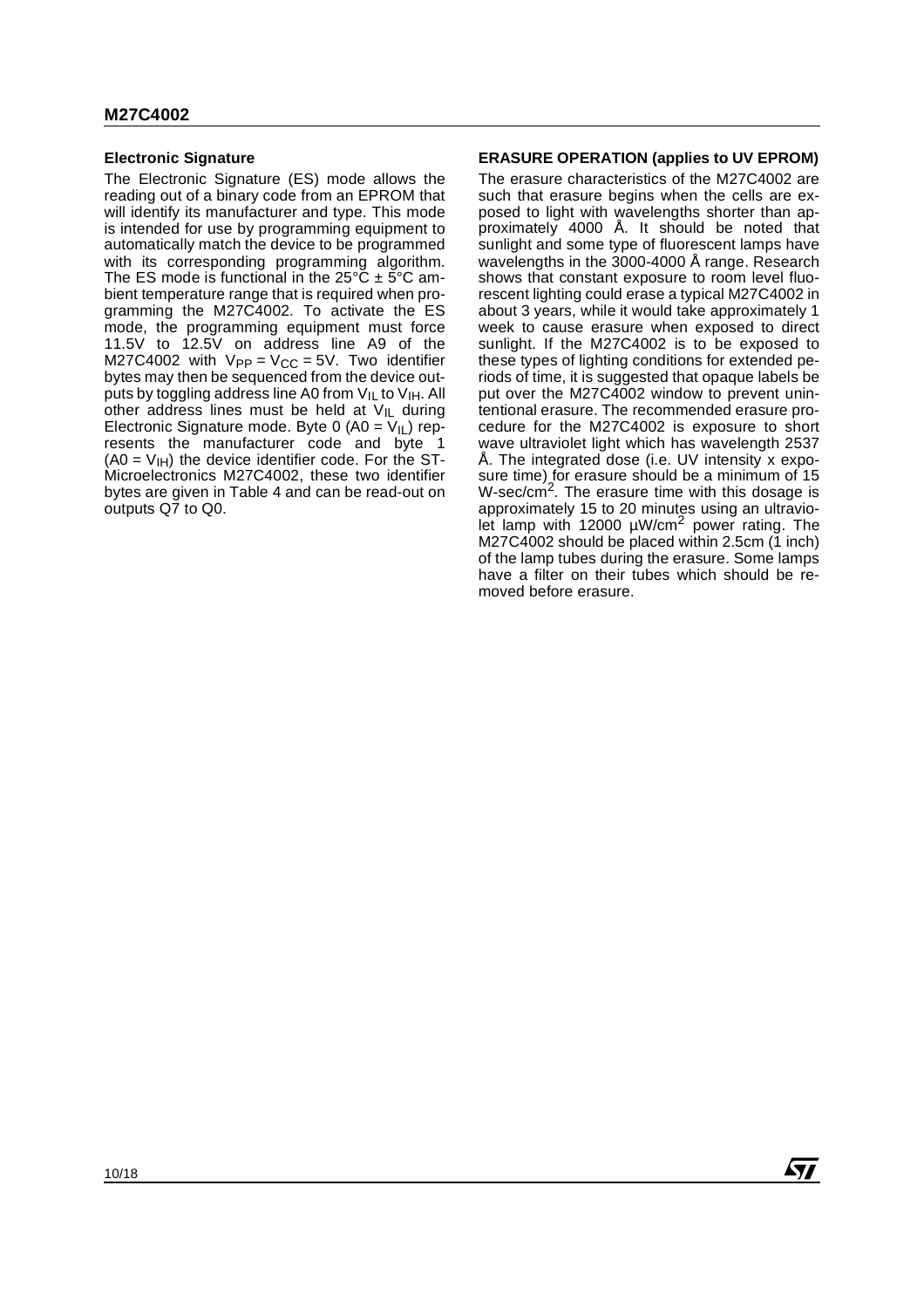## Electronic Signature

The Electronic Signature (ES) mode allows the reading out of a binary code from an EPROM that will identify its manufacturer and type. This mode is intended for use by programming equipment to automatically match the device to be programmed with its corresponding programming algorithm. The ES mode is functional in the 25°C ± 5°C ambient temperature range that is required when programming the M27C4002. To activate the ES mode, the programming equipment must force 11.5V to 12.5V on address line A9 of the M27C4002 with $V_{PP} = V_{CC} = 5V$. Two identifier bytes may then be sequenced from the device outputs by toggling address line A0 from $V_{IL}$ to $V_{IH}$. All other address lines must be held at $V_{IL}$ during Electronic Signature mode. Byte 0 ($A0 = V_{IL}$) represents the manufacturer code and byte 1 ($A0 = V_{IH}$) the device identifier code. For the STMicroelectronics M27C4002, these two identifier bytes are given in Table 4 and can be read-out on outputs Q7 to Q0.

## ERASURE OPERATION (applies to UV EPROM)

The erasure characteristics of the M27C4002 are such that erasure begins when the cells are exposed to light with wavelengths shorter than approximately 4000 Å. It should be noted that sunlight and some type of fluorescent lamps have wavelengths in the 3000-4000 Å range. Research shows that constant exposure to room level fluorescent lighting could erase a typical M27C4002 in about 3 years, while it would take approximately 1 week to cause erasure when exposed to direct sunlight. If the M27C4002 is to be exposed to these types of lighting conditions for extended periods of time, it is suggested that opaque labels be put over the M27C4002 window to prevent unintentional erasure. The recommended erasure procedure for the M27C4002 is exposure to short wave ultraviolet light which has wavelength 2537 Å. The integrated dose (i.e. UV intensity x exposure time) for erasure should be a minimum of 15 W-sec/cm$^2$. The erasure time with this dosage is approximately 15 to 20 minutes using an ultraviolet lamp with 12000 µW/cm$^2$ power rating. The M27C4002 should be placed within 2.5cm (1 inch) of the lamp tubes during the erasure. Some lamps have a filter on their tubes which should be removed before erasure.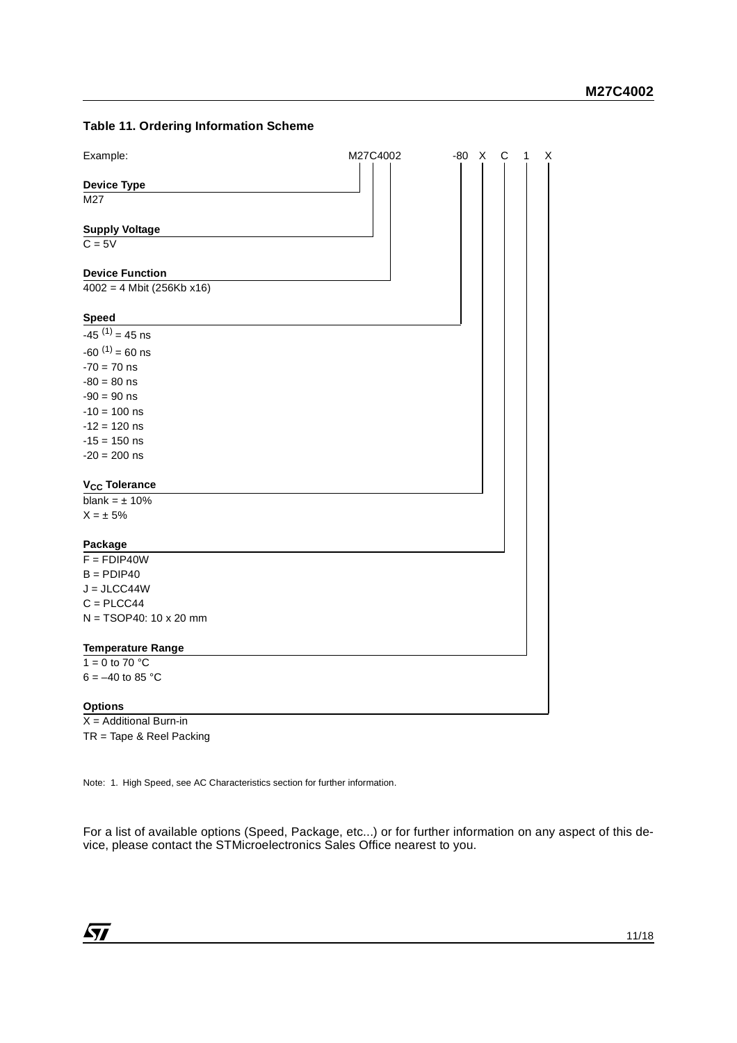**Table 11. Ordering Information Scheme**

Example: M27C4002 -80 X C 1 X

**Device Type**

M27

**Supply Voltage**

C = 5V

**Device Function**

4002 = 4 Mbit (256Kb x16)

**Speed**

-45 [(1)] = 45 ns
-60 [(1)] = 60 ns
-70 = 70 ns
-80 = 80 ns
-90 = 90 ns
-10 = 100 ns
-12 = 120 ns
-15 = 150 ns
-20 = 200 ns

**$V_{CC}$ Tolerance**

blank = ± 10%
X = ± 5%

**Package**

F = FDIP40W
B = PDIP40
J = JLCC44W
C = PLCC44
N = TSOP40: 10 x 20 mm

**Temperature Range**

1 = 0 to 70 °C
6 = –40 to 85 °C

**Options**

X = Additional Burn-in
TR = Tape & Reel Packing

Note: 1. High Speed, see AC Characteristics section for further information.

For a list of available options (Speed, Package, etc...) or for further information on any aspect of this device, please contact the STMicroelectronics Sales Office nearest to you.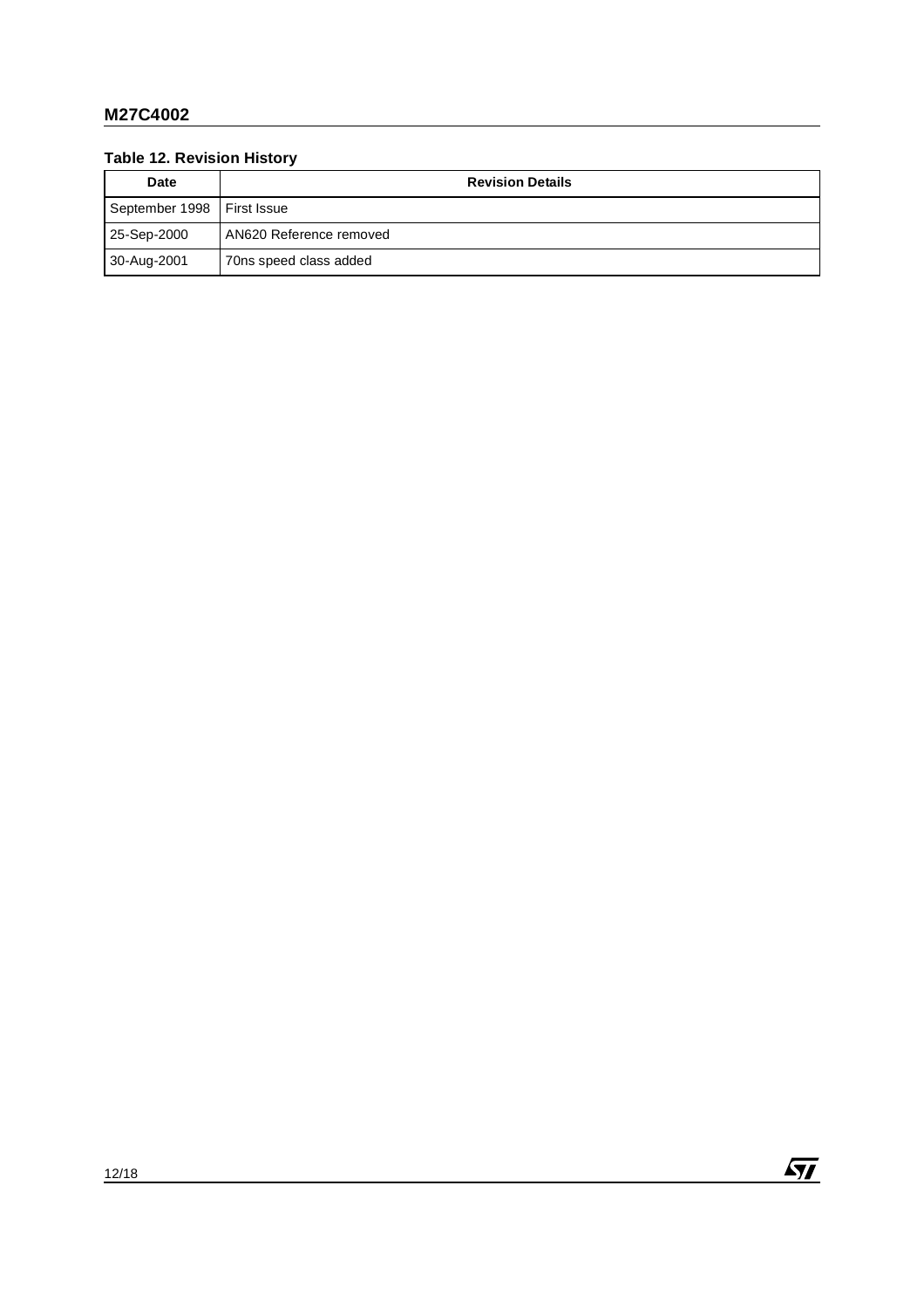**Table 12. Revision History**

| Date | Revision Details |
|---|---|
| September 1998 | First Issue |
| 25-Sep-2000 | AN620 Reference removed |
| 30-Aug-2001 | 70ns speed class added |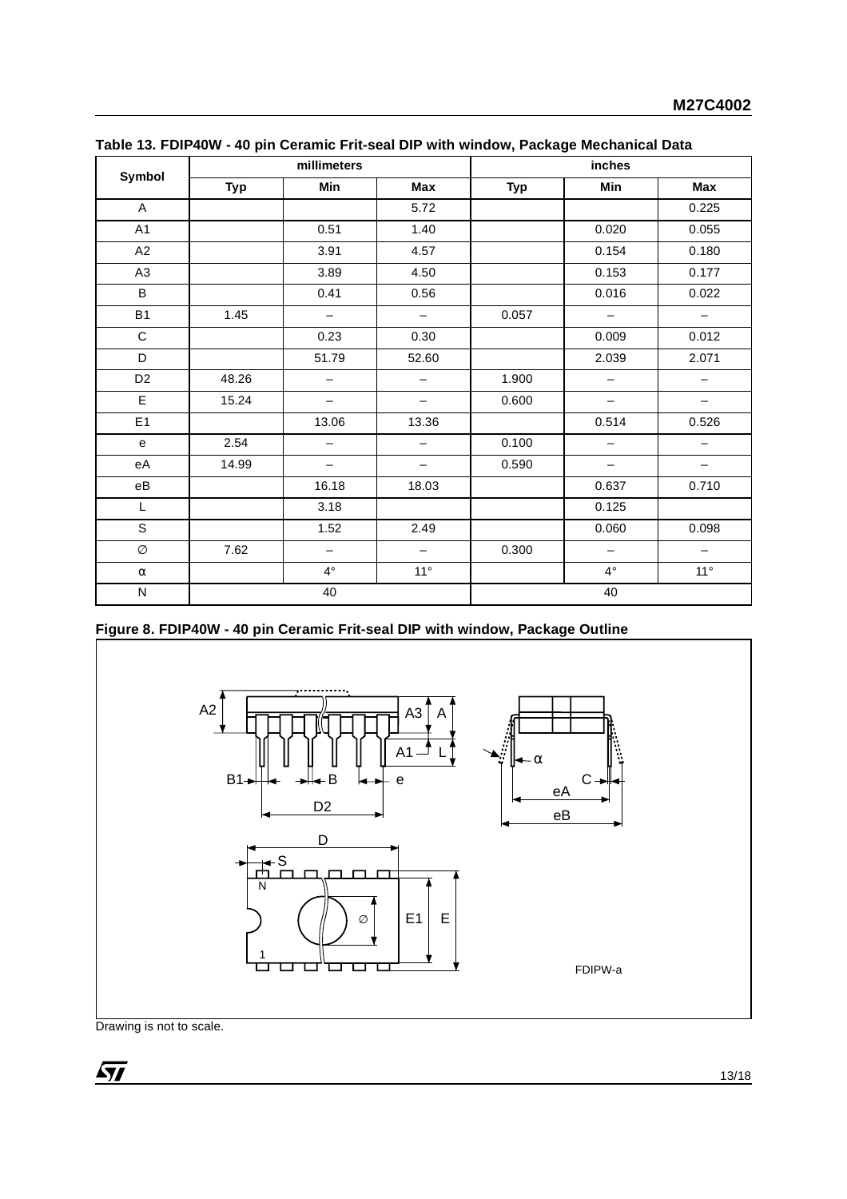**Table 13. FDIP40W - 40 pin Ceramic Frit-seal DIP with window, Package Mechanical Data**

| Symbol | millimeters | | | inches | | |
|---|---|---|---|---|---|---|
| | Typ | Min | Max | Typ | Min | Max |
| A | | | 5.72 | | | 0.225 |
| A1 | | 0.51 | 1.40 | | 0.020 | 0.055 |
| A2 | | 3.91 | 4.57 | | 0.154 | 0.180 |
| A3 | | 3.89 | 4.50 | | 0.153 | 0.177 |
| B | | 0.41 | 0.56 | | 0.016 | 0.022 |
| B1 | 1.45 | – | – | 0.057 | – | – |
| C | | 0.23 | 0.30 | | 0.009 | 0.012 |
| D | | 51.79 | 52.60 | | 2.039 | 2.071 |
| D2 | 48.26 | – | – | 1.900 | – | – |
| E | 15.24 | – | – | 0.600 | – | – |
| E1 | | 13.06 | 13.36 | | 0.514 | 0.526 |
| e | 2.54 | – | – | 0.100 | – | – |
| eA | 14.99 | – | – | 0.590 | – | – |
| eB | | 16.18 | 18.03 | | 0.637 | 0.710 |
| L | | 3.18 | | | 0.125 | |
| S | | 1.52 | 2.49 | | 0.060 | 0.098 |
| ∅ | 7.62 | – | – | 0.300 | – | – |
| α | | 4° | 11° | | 4° | 11° |
| N | 40 | | | 40 | | |

**Figure 8. FDIP40W - 40 pin Ceramic Frit-seal DIP with window, Package Outline**

Drawing is not to scale.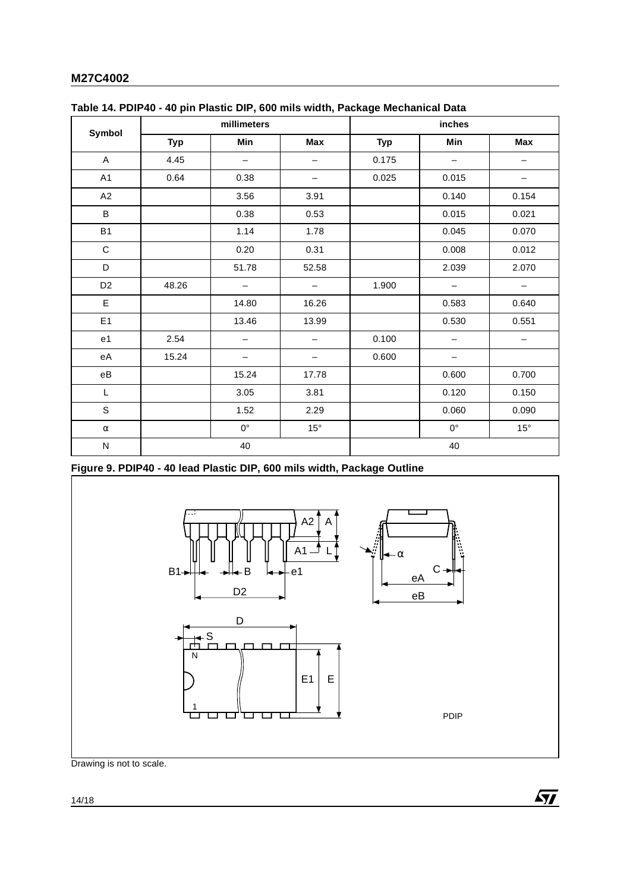**Table 14. PDIP40 - 40 pin Plastic DIP, 600 mils width, Package Mechanical Data**

| Symbol | millimeters | | | inches | | |
|---|---|---|---|---|---|---|
| | Typ | Min | Max | Typ | Min | Max |
| A | 4.45 | – | – | 0.175 | – | – |
| A1 | 0.64 | 0.38 | – | 0.025 | 0.015 | – |
| A2 | | 3.56 | 3.91 | | 0.140 | 0.154 |
| B | | 0.38 | 0.53 | | 0.015 | 0.021 |
| B1 | | 1.14 | 1.78 | | 0.045 | 0.070 |
| C | | 0.20 | 0.31 | | 0.008 | 0.012 |
| D | | 51.78 | 52.58 | | 2.039 | 2.070 |
| D2 | 48.26 | – | – | 1.900 | – | – |
| E | | 14.80 | 16.26 | | 0.583 | 0.640 |
| E1 | | 13.46 | 13.99 | | 0.530 | 0.551 |
| e1 | 2.54 | – | – | 0.100 | – | – |
| eA | 15.24 | – | – | 0.600 | – | |
| eB | | 15.24 | 17.78 | | 0.600 | 0.700 |
| L | | 3.05 | 3.81 | | 0.120 | 0.150 |
| S | | 1.52 | 2.29 | | 0.060 | 0.090 |
| α | | 0° | 15° | | 0° | 15° |
| N | 40 | | | 40 | | |

**Figure 9. PDIP40 - 40 lead Plastic DIP, 600 mils width, Package Outline**

Drawing is not to scale.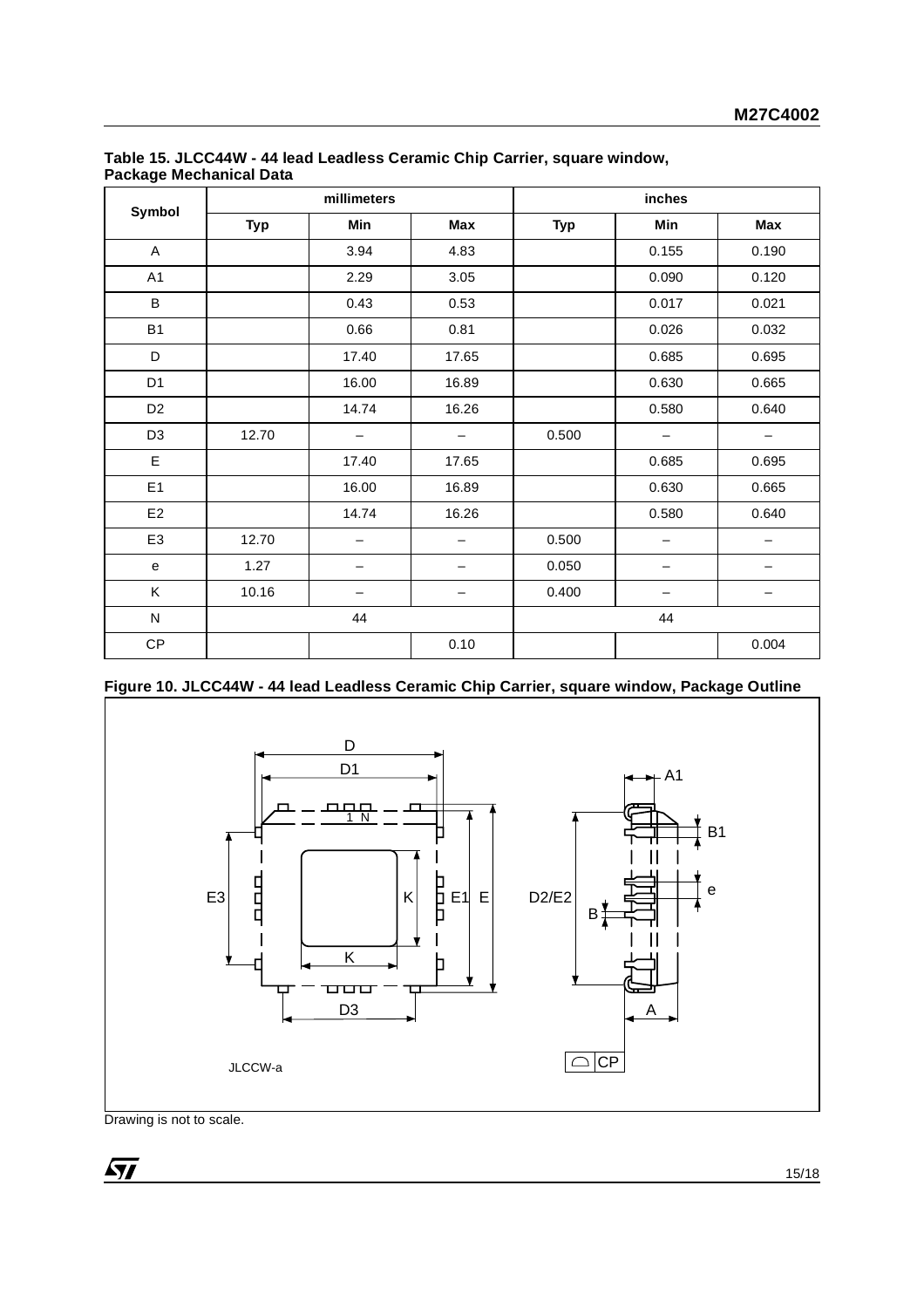**Table 15. JLCC44W - 44 lead Leadless Ceramic Chip Carrier, square window, Package Mechanical Data**

| Symbol | millimeters | | | inches | | |
|---|---|---|---|---|---|---|
| | Typ | Min | Max | Typ | Min | Max |
| A | | 3.94 | 4.83 | | 0.155 | 0.190 |
| A1 | | 2.29 | 3.05 | | 0.090 | 0.120 |
| B | | 0.43 | 0.53 | | 0.017 | 0.021 |
| B1 | | 0.66 | 0.81 | | 0.026 | 0.032 |
| D | | 17.40 | 17.65 | | 0.685 | 0.695 |
| D1 | | 16.00 | 16.89 | | 0.630 | 0.665 |
| D2 | | 14.74 | 16.26 | | 0.580 | 0.640 |
| D3 | 12.70 | – | – | 0.500 | – | – |
| E | | 17.40 | 17.65 | | 0.685 | 0.695 |
| E1 | | 16.00 | 16.89 | | 0.630 | 0.665 |
| E2 | | 14.74 | 16.26 | | 0.580 | 0.640 |
| E3 | 12.70 | – | – | 0.500 | – | – |
| e | 1.27 | – | – | 0.050 | – | – |
| K | 10.16 | – | – | 0.400 | – | – |
| N | 44 | | | 44 | | |
| CP | | | 0.10 | | | 0.004 |

**Figure 10. JLCC44W - 44 lead Leadless Ceramic Chip Carrier, square window, Package Outline**

Drawing is not to scale.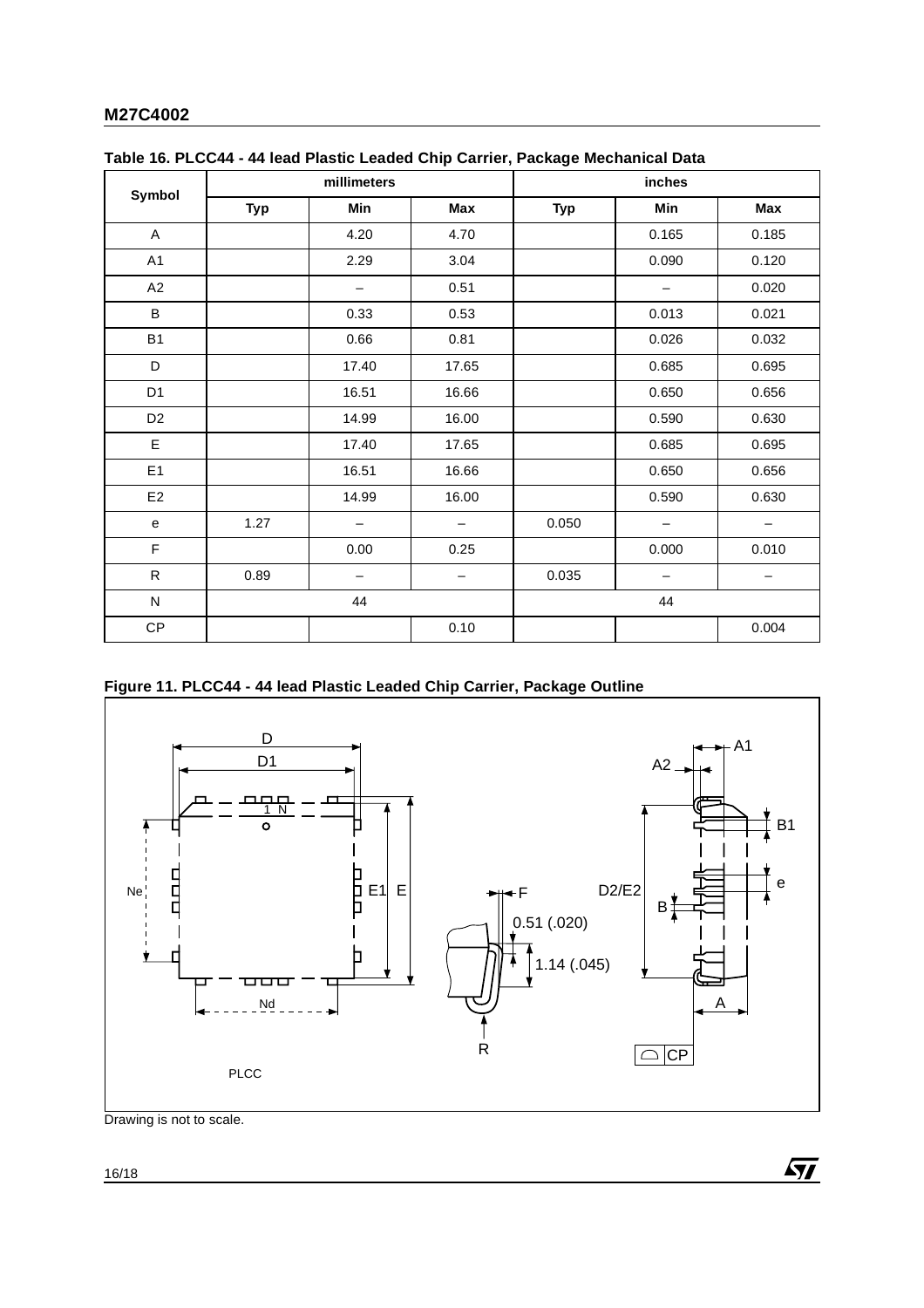**Table 16. PLCC44 - 44 lead Plastic Leaded Chip Carrier, Package Mechanical Data**

| Symbol | millimeters | | | inches | | |
|---|---|---|---|---|---|---|
| | Typ | Min | Max | Typ | Min | Max |
| A | | 4.20 | 4.70 | | 0.165 | 0.185 |
| A1 | | 2.29 | 3.04 | | 0.090 | 0.120 |
| A2 | | – | 0.51 | | – | 0.020 |
| B | | 0.33 | 0.53 | | 0.013 | 0.021 |
| B1 | | 0.66 | 0.81 | | 0.026 | 0.032 |
| D | | 17.40 | 17.65 | | 0.685 | 0.695 |
| D1 | | 16.51 | 16.66 | | 0.650 | 0.656 |
| D2 | | 14.99 | 16.00 | | 0.590 | 0.630 |
| E | | 17.40 | 17.65 | | 0.685 | 0.695 |
| E1 | | 16.51 | 16.66 | | 0.650 | 0.656 |
| E2 | | 14.99 | 16.00 | | 0.590 | 0.630 |
| e | 1.27 | – | – | 0.050 | – | – |
| F | | 0.00 | 0.25 | | 0.000 | 0.010 |
| R | 0.89 | – | – | 0.035 | – | – |
| N | 44 | | | 44 | | |
| CP | | | 0.10 | | | 0.004 |

**Figure 11. PLCC44 - 44 lead Plastic Leaded Chip Carrier, Package Outline**

Drawing is not to scale.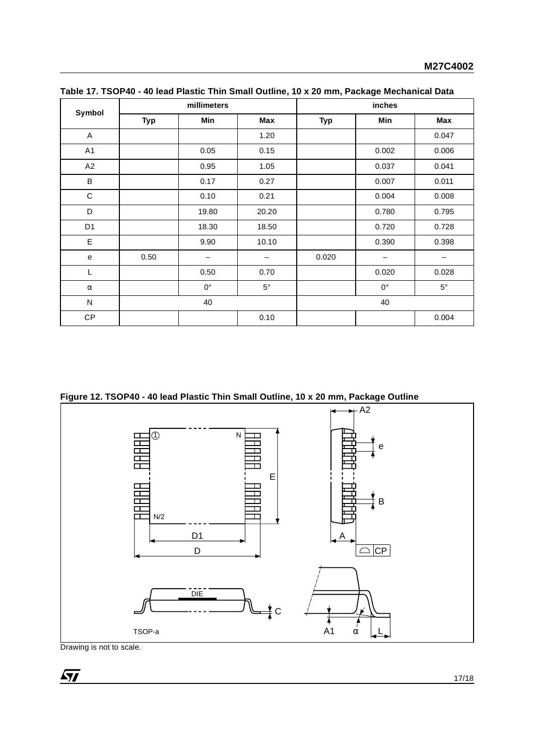**Table 17. TSOP40 - 40 lead Plastic Thin Small Outline, 10 x 20 mm, Package Mechanical Data**

| Symbol | millimeters | | | inches | | |
|---|---|---|---|---|---|---|
| | Typ | Min | Max | Typ | Min | Max |
| A | | | 1.20 | | | 0.047 |
| A1 | | 0.05 | 0.15 | | 0.002 | 0.006 |
| A2 | | 0.95 | 1.05 | | 0.037 | 0.041 |
| B | | 0.17 | 0.27 | | 0.007 | 0.011 |
| C | | 0.10 | 0.21 | | 0.004 | 0.008 |
| D | | 19.80 | 20.20 | | 0.780 | 0.795 |
| D1 | | 18.30 | 18.50 | | 0.720 | 0.728 |
| E | | 9.90 | 10.10 | | 0.390 | 0.398 |
| e | 0.50 | – | – | 0.020 | – | – |
| L | | 0.50 | 0.70 | | 0.020 | 0.028 |
| α | | 0° | 5° | | 0° | 5° |
| N | 40 | | | 40 | | |
| CP | | | 0.10 | | | 0.004 |

**Figure 12. TSOP40 - 40 lead Plastic Thin Small Outline, 10 x 20 mm, Package Outline**

Drawing is not to scale.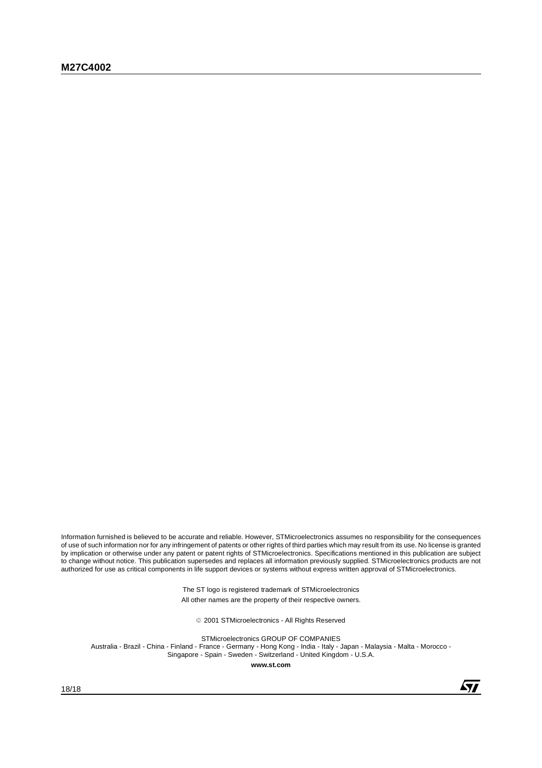Information furnished is believed to be accurate and reliable. However, STMicroelectronics assumes no responsibility for the consequences of use of such information nor for any infringement of patents or other rights of third parties which may result from its use. No license is granted by implication or otherwise under any patent or patent rights of STMicroelectronics. Specifications mentioned in this publication are subject to change without notice. This publication supersedes and replaces all information previously supplied. STMicroelectronics products are not authorized for use as critical components in life support devices or systems without express written approval of STMicroelectronics.

The ST logo is registered trademark of STMicroelectronics

All other names are the property of their respective owners.

© 2001 STMicroelectronics - All Rights Reserved

STMicroelectronics GROUP OF COMPANIES

Australia - Brazil - China - Finland - France - Germany - Hong Kong - India - Italy - Japan - Malaysia - Malta - Morocco - Singapore - Spain - Sweden - Switzerland - United Kingdom - U.S.A.

**www.st.com**